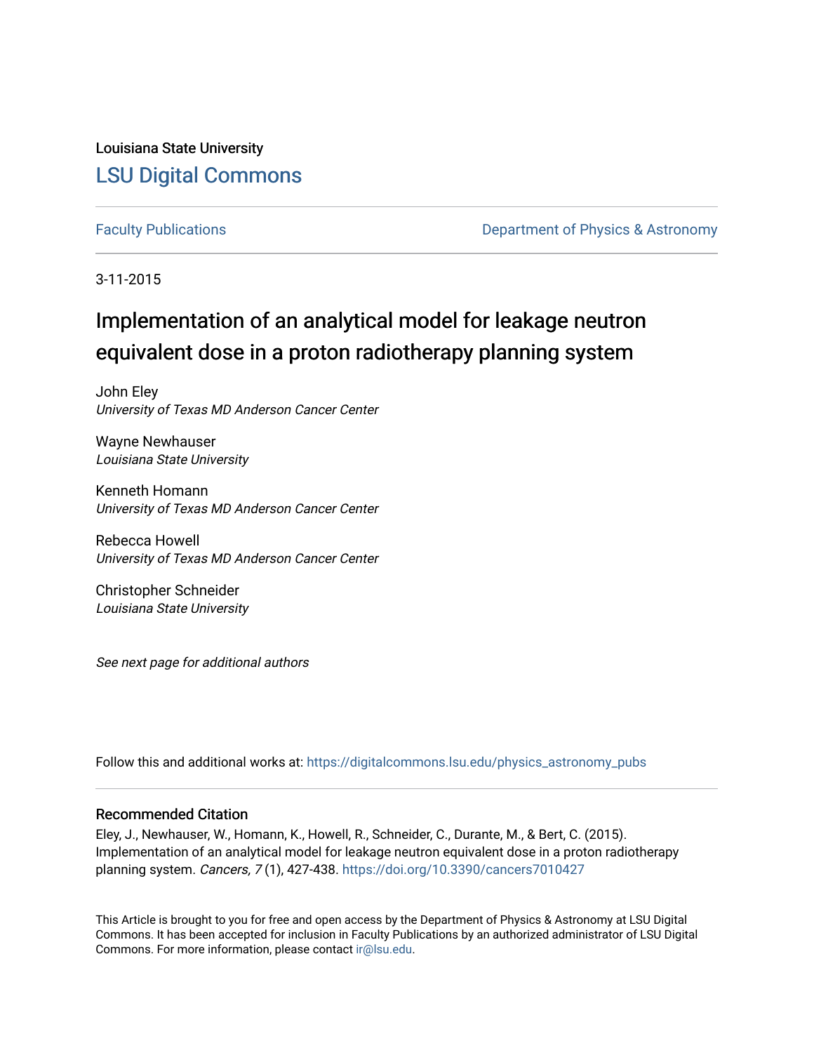Louisiana State University

[LSU Digital Commons](https://digitalcommons.lsu.edu)

Faculty Publications | Department of Physics & Astronomy

3-11-2015

# Implementation of an analytical model for leakage neutron equivalent dose in a proton radiotherapy planning system

John Eley
*University of Texas MD Anderson Cancer Center*

Wayne Newhauser
*Louisiana State University*

Kenneth Homann
*University of Texas MD Anderson Cancer Center*

Rebecca Howell
*University of Texas MD Anderson Cancer Center*

Christopher Schneider
*Louisiana State University*

*See next page for additional authors*

Follow this and additional works at: https://digitalcommons.lsu.edu/physics_astronomy_pubs

## Recommended Citation

Eley, J., Newhauser, W., Homann, K., Howell, R., Schneider, C., Durante, M., & Bert, C. (2015). Implementation of an analytical model for leakage neutron equivalent dose in a proton radiotherapy planning system. *Cancers, 7* (1), 427-438. https://doi.org/10.3390/cancers7010427

This Article is brought to you for free and open access by the Department of Physics & Astronomy at LSU Digital Commons. It has been accepted for inclusion in Faculty Publications by an authorized administrator of LSU Digital Commons. For more information, please contact ir@lsu.edu.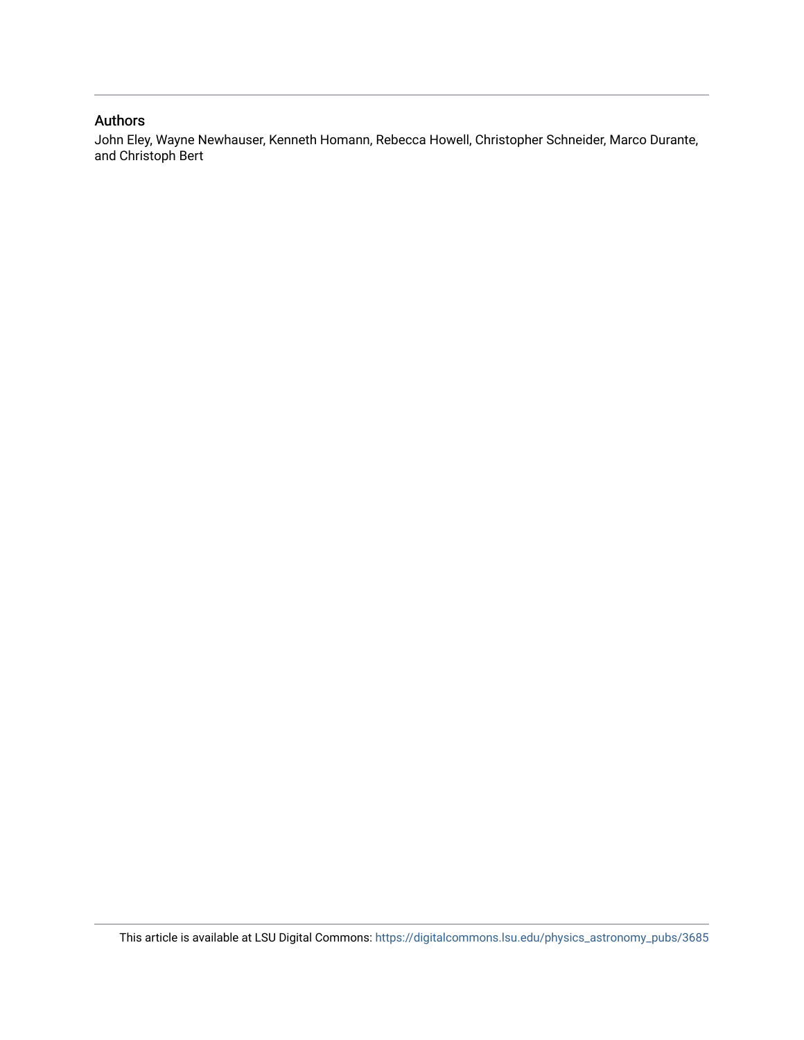## Authors

John Eley, Wayne Newhauser, Kenneth Homann, Rebecca Howell, Christopher Schneider, Marco Durante, and Christoph Bert

This article is available at LSU Digital Commons: https://digitalcommons.lsu.edu/physics_astronomy_pubs/3685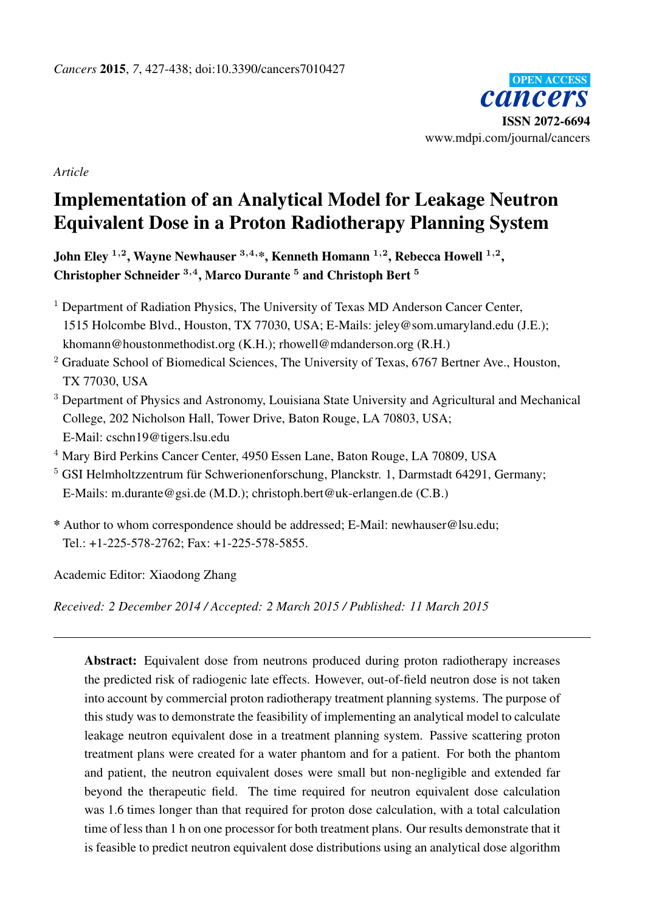*Article*

# Implementation of an Analytical Model for Leakage Neutron Equivalent Dose in a Proton Radiotherapy Planning System

**John Eley [1,2], Wayne Newhauser [3,4,*], Kenneth Homann [1,2], Rebecca Howell [1,2], Christopher Schneider [3,4], Marco Durante [5] and Christoph Bert [5]**

[1] Department of Radiation Physics, The University of Texas MD Anderson Cancer Center, 1515 Holcombe Blvd., Houston, TX 77030, USA; E-Mails: jeley@som.umaryland.edu (J.E.); khomann@houstonmethodist.org (K.H.); rhowell@mdanderson.org (R.H.)

[2] Graduate School of Biomedical Sciences, The University of Texas, 6767 Bertner Ave., Houston, TX 77030, USA

[3] Department of Physics and Astronomy, Louisiana State University and Agricultural and Mechanical College, 202 Nicholson Hall, Tower Drive, Baton Rouge, LA 70803, USA; E-Mail: cschn19@tigers.lsu.edu

[4] Mary Bird Perkins Cancer Center, 4950 Essen Lane, Baton Rouge, LA 70809, USA

[5] GSI Helmholtzzentrum für Schwerionenforschung, Planckstr. 1, Darmstadt 64291, Germany; E-Mails: m.durante@gsi.de (M.D.); christoph.bert@uk-erlangen.de (C.B.)

\* Author to whom correspondence should be addressed; E-Mail: newhauser@lsu.edu; Tel.: +1-225-578-2762; Fax: +1-225-578-5855.

Academic Editor: Xiaodong Zhang

*Received: 2 December 2014 / Accepted: 2 March 2015 / Published: 11 March 2015*

---

**Abstract:** Equivalent dose from neutrons produced during proton radiotherapy increases the predicted risk of radiogenic late effects. However, out-of-field neutron dose is not taken into account by commercial proton radiotherapy treatment planning systems. The purpose of this study was to demonstrate the feasibility of implementing an analytical model to calculate leakage neutron equivalent dose in a treatment planning system. Passive scattering proton treatment plans were created for a water phantom and for a patient. For both the phantom and patient, the neutron equivalent doses were small but non-negligible and extended far beyond the therapeutic field. The time required for neutron equivalent dose calculation was 1.6 times longer than that required for proton dose calculation, with a total calculation time of less than 1 h on one processor for both treatment plans. Our results demonstrate that it is feasible to predict neutron equivalent dose distributions using an analytical dose algorithm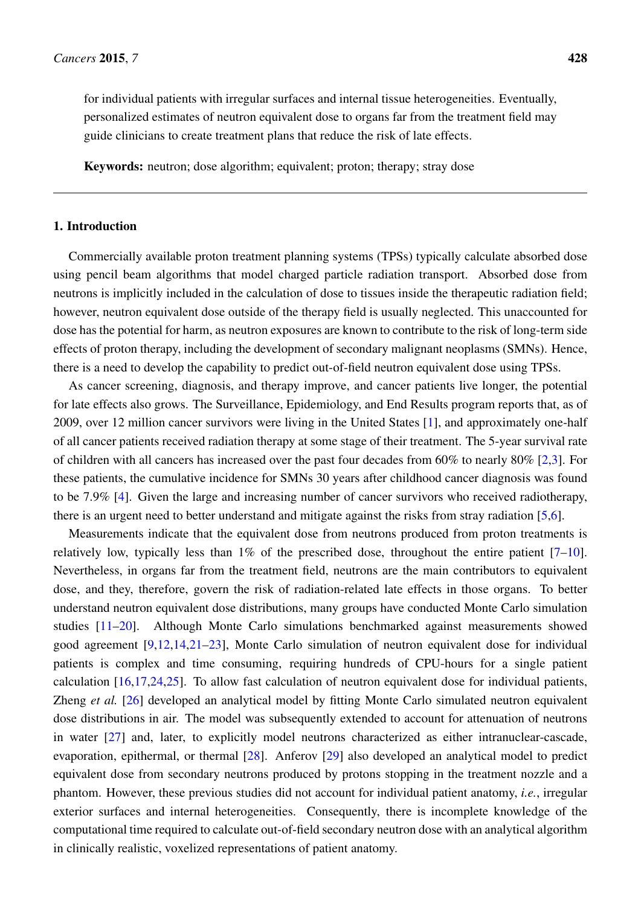for individual patients with irregular surfaces and internal tissue heterogeneities. Eventually, personalized estimates of neutron equivalent dose to organs far from the treatment field may guide clinicians to create treatment plans that reduce the risk of late effects.

**Keywords:** neutron; dose algorithm; equivalent; proton; therapy; stray dose

## 1. Introduction

Commercially available proton treatment planning systems (TPSs) typically calculate absorbed dose using pencil beam algorithms that model charged particle radiation transport. Absorbed dose from neutrons is implicitly included in the calculation of dose to tissues inside the therapeutic radiation field; however, neutron equivalent dose outside of the therapy field is usually neglected. This unaccounted for dose has the potential for harm, as neutron exposures are known to contribute to the risk of long-term side effects of proton therapy, including the development of secondary malignant neoplasms (SMNs). Hence, there is a need to develop the capability to predict out-of-field neutron equivalent dose using TPSs.

As cancer screening, diagnosis, and therapy improve, and cancer patients live longer, the potential for late effects also grows. The Surveillance, Epidemiology, and End Results program reports that, as of 2009, over 12 million cancer survivors were living in the United States [1], and approximately one-half of all cancer patients received radiation therapy at some stage of their treatment. The 5-year survival rate of children with all cancers has increased over the past four decades from 60% to nearly 80% [2,3]. For these patients, the cumulative incidence for SMNs 30 years after childhood cancer diagnosis was found to be 7.9% [4]. Given the large and increasing number of cancer survivors who received radiotherapy, there is an urgent need to better understand and mitigate against the risks from stray radiation [5,6].

Measurements indicate that the equivalent dose from neutrons produced from proton treatments is relatively low, typically less than 1% of the prescribed dose, throughout the entire patient [7–10]. Nevertheless, in organs far from the treatment field, neutrons are the main contributors to equivalent dose, and they, therefore, govern the risk of radiation-related late effects in those organs. To better understand neutron equivalent dose distributions, many groups have conducted Monte Carlo simulation studies [11–20]. Although Monte Carlo simulations benchmarked against measurements showed good agreement [9,12,14,21–23], Monte Carlo simulation of neutron equivalent dose for individual patients is complex and time consuming, requiring hundreds of CPU-hours for a single patient calculation [16,17,24,25]. To allow fast calculation of neutron equivalent dose for individual patients, Zheng *et al.* [26] developed an analytical model by fitting Monte Carlo simulated neutron equivalent dose distributions in air. The model was subsequently extended to account for attenuation of neutrons in water [27] and, later, to explicitly model neutrons characterized as either intranuclear-cascade, evaporation, epithermal, or thermal [28]. Anferov [29] also developed an analytical model to predict equivalent dose from secondary neutrons produced by protons stopping in the treatment nozzle and a phantom. However, these previous studies did not account for individual patient anatomy, *i.e.*, irregular exterior surfaces and internal heterogeneities. Consequently, there is incomplete knowledge of the computational time required to calculate out-of-field secondary neutron dose with an analytical algorithm in clinically realistic, voxelized representations of patient anatomy.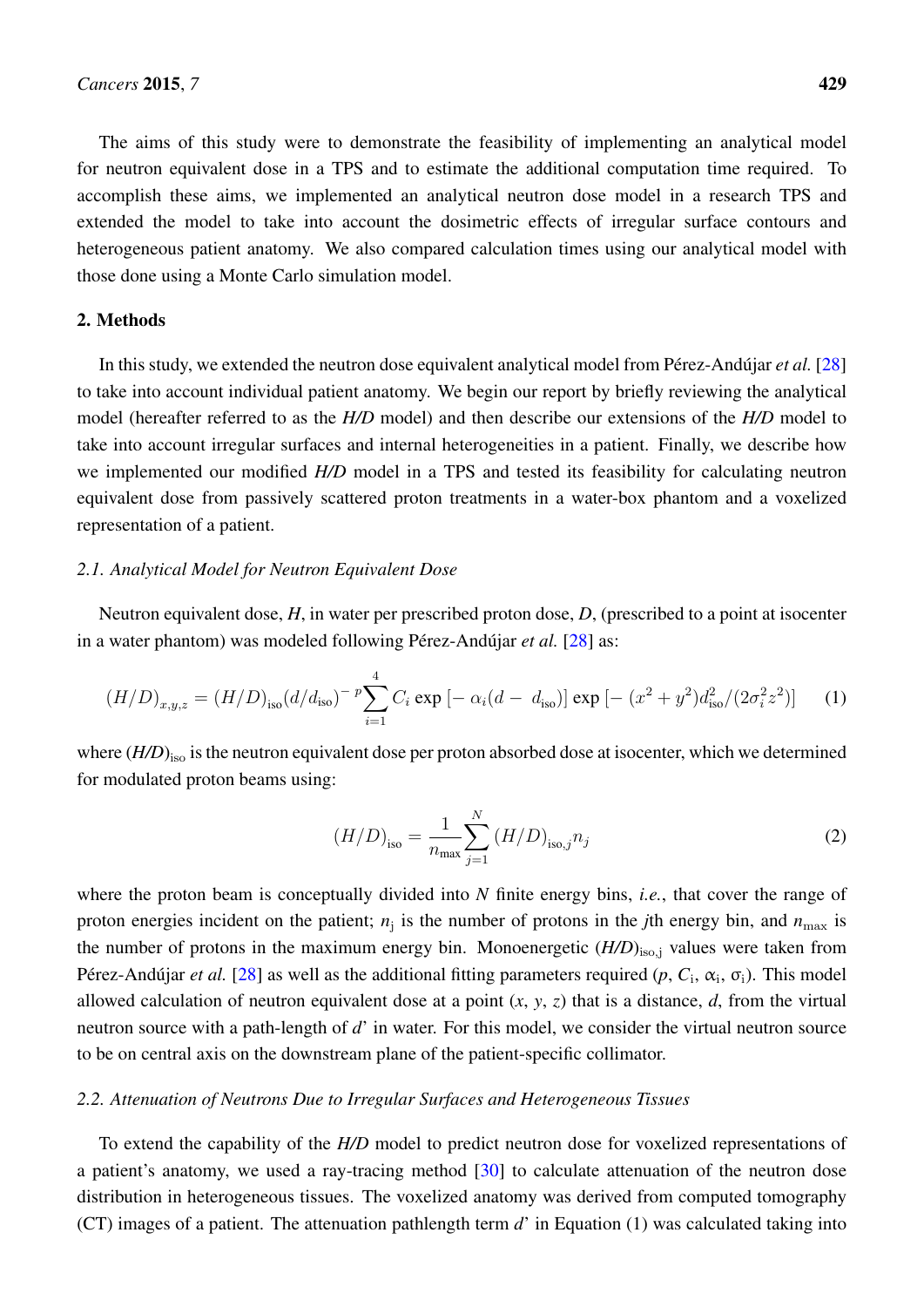The aims of this study were to demonstrate the feasibility of implementing an analytical model for neutron equivalent dose in a TPS and to estimate the additional computation time required. To accomplish these aims, we implemented an analytical neutron dose model in a research TPS and extended the model to take into account the dosimetric effects of irregular surface contours and heterogeneous patient anatomy. We also compared calculation times using our analytical model with those done using a Monte Carlo simulation model.

## 2. Methods

In this study, we extended the neutron dose equivalent analytical model from Pérez-Andújar *et al.* [28] to take into account individual patient anatomy. We begin our report by briefly reviewing the analytical model (hereafter referred to as the ***H/D*** model) and then describe our extensions of the ***H/D*** model to take into account irregular surfaces and internal heterogeneities in a patient. Finally, we describe how we implemented our modified ***H/D*** model in a TPS and tested its feasibility for calculating neutron equivalent dose from passively scattered proton treatments in a water-box phantom and a voxelized representation of a patient.

### 2.1. Analytical Model for Neutron Equivalent Dose

Neutron equivalent dose, ***H***, in water per prescribed proton dose, ***D***, (prescribed to a point at isocenter in a water phantom) was modeled following Pérez-Andújar *et al.* [28] as:

$$(H/D)_{x,y,z} = (H/D)_{\text{iso}}(d/d_{\text{iso}})^{-p}\sum_{i=1}^{4} C_i \exp\left[-\alpha_i(d - d_{\text{iso}})\right] \exp\left[-(x^2+y^2)d_{\text{iso}}^2/(2\sigma_i^2 z^2)\right] \quad (1)$$

where $(H/D)_{\text{iso}}$ is the neutron equivalent dose per proton absorbed dose at isocenter, which we determined for modulated proton beams using:

$$(H/D)_{\text{iso}} = \frac{1}{n_{\text{max}}}\sum_{j=1}^{N}(H/D)_{\text{iso},j}\, n_j \quad (2)$$

where the proton beam is conceptually divided into $N$ finite energy bins, *i.e.*, that cover the range of proton energies incident on the patient; $n_j$ is the number of protons in the $j$th energy bin, and $n_{\text{max}}$ is the number of protons in the maximum energy bin. Monoenergetic $(H/D)_{\text{iso,j}}$ values were taken from Pérez-Andújar *et al.* [28] as well as the additional fitting parameters required ($p$, $C_i$, $\alpha_i$, $\sigma_i$). This model allowed calculation of neutron equivalent dose at a point ($x$, $y$, $z$) that is a distance, $d$, from the virtual neutron source with a path-length of $d$' in water. For this model, we consider the virtual neutron source to be on central axis on the downstream plane of the patient-specific collimator.

### 2.2. Attenuation of Neutrons Due to Irregular Surfaces and Heterogeneous Tissues

To extend the capability of the ***H/D*** model to predict neutron dose for voxelized representations of a patient's anatomy, we used a ray-tracing method [30] to calculate attenuation of the neutron dose distribution in heterogeneous tissues. The voxelized anatomy was derived from computed tomography (CT) images of a patient. The attenuation pathlength term $d$' in Equation (1) was calculated taking into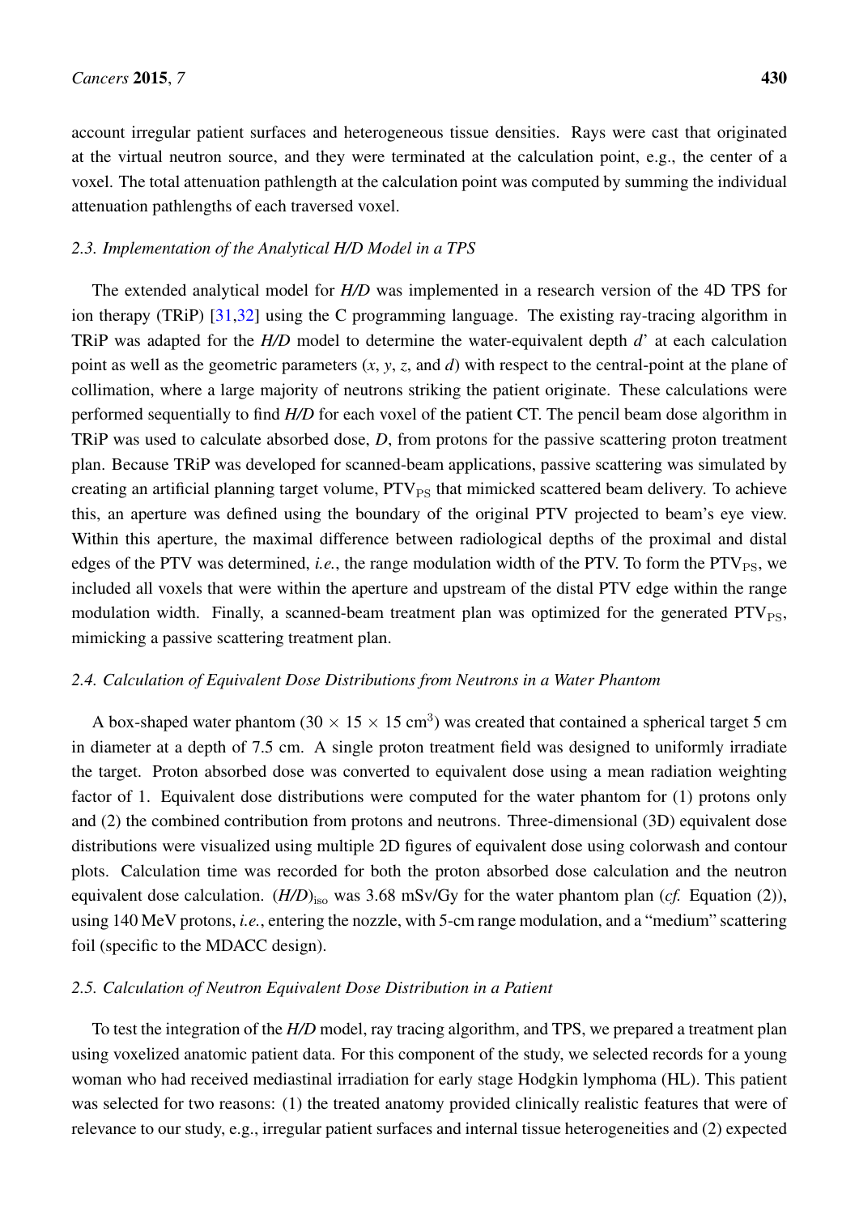account irregular patient surfaces and heterogeneous tissue densities. Rays were cast that originated at the virtual neutron source, and they were terminated at the calculation point, e.g., the center of a voxel. The total attenuation pathlength at the calculation point was computed by summing the individual attenuation pathlengths of each traversed voxel.

### 2.3. Implementation of the Analytical H/D Model in a TPS

The extended analytical model for *H/D* was implemented in a research version of the 4D TPS for ion therapy (TRiP) [31,32] using the C programming language. The existing ray-tracing algorithm in TRiP was adapted for the *H/D* model to determine the water-equivalent depth $d'$ at each calculation point as well as the geometric parameters ($x$, $y$, $z$, and $d$) with respect to the central-point at the plane of collimation, where a large majority of neutrons striking the patient originate. These calculations were performed sequentially to find *H/D* for each voxel of the patient CT. The pencil beam dose algorithm in TRiP was used to calculate absorbed dose, $D$, from protons for the passive scattering proton treatment plan. Because TRiP was developed for scanned-beam applications, passive scattering was simulated by creating an artificial planning target volume, $\mathrm{PTV_{PS}}$ that mimicked scattered beam delivery. To achieve this, an aperture was defined using the boundary of the original PTV projected to beam's eye view. Within this aperture, the maximal difference between radiological depths of the proximal and distal edges of the PTV was determined, *i.e.*, the range modulation width of the PTV. To form the $\mathrm{PTV_{PS}}$, we included all voxels that were within the aperture and upstream of the distal PTV edge within the range modulation width. Finally, a scanned-beam treatment plan was optimized for the generated $\mathrm{PTV_{PS}}$, mimicking a passive scattering treatment plan.

### 2.4. Calculation of Equivalent Dose Distributions from Neutrons in a Water Phantom

A box-shaped water phantom ($30 \times 15 \times 15$ cm$^3$) was created that contained a spherical target 5 cm in diameter at a depth of 7.5 cm. A single proton treatment field was designed to uniformly irradiate the target. Proton absorbed dose was converted to equivalent dose using a mean radiation weighting factor of 1. Equivalent dose distributions were computed for the water phantom for (1) protons only and (2) the combined contribution from protons and neutrons. Three-dimensional (3D) equivalent dose distributions were visualized using multiple 2D figures of equivalent dose using colorwash and contour plots. Calculation time was recorded for both the proton absorbed dose calculation and the neutron equivalent dose calculation. $(H/D)_{\mathrm{iso}}$ was 3.68 mSv/Gy for the water phantom plan (*cf.* Equation (2)), using 140 MeV protons, *i.e.*, entering the nozzle, with 5-cm range modulation, and a "medium" scattering foil (specific to the MDACC design).

### 2.5. Calculation of Neutron Equivalent Dose Distribution in a Patient

To test the integration of the *H/D* model, ray tracing algorithm, and TPS, we prepared a treatment plan using voxelized anatomic patient data. For this component of the study, we selected records for a young woman who had received mediastinal irradiation for early stage Hodgkin lymphoma (HL). This patient was selected for two reasons: (1) the treated anatomy provided clinically realistic features that were of relevance to our study, e.g., irregular patient surfaces and internal tissue heterogeneities and (2) expected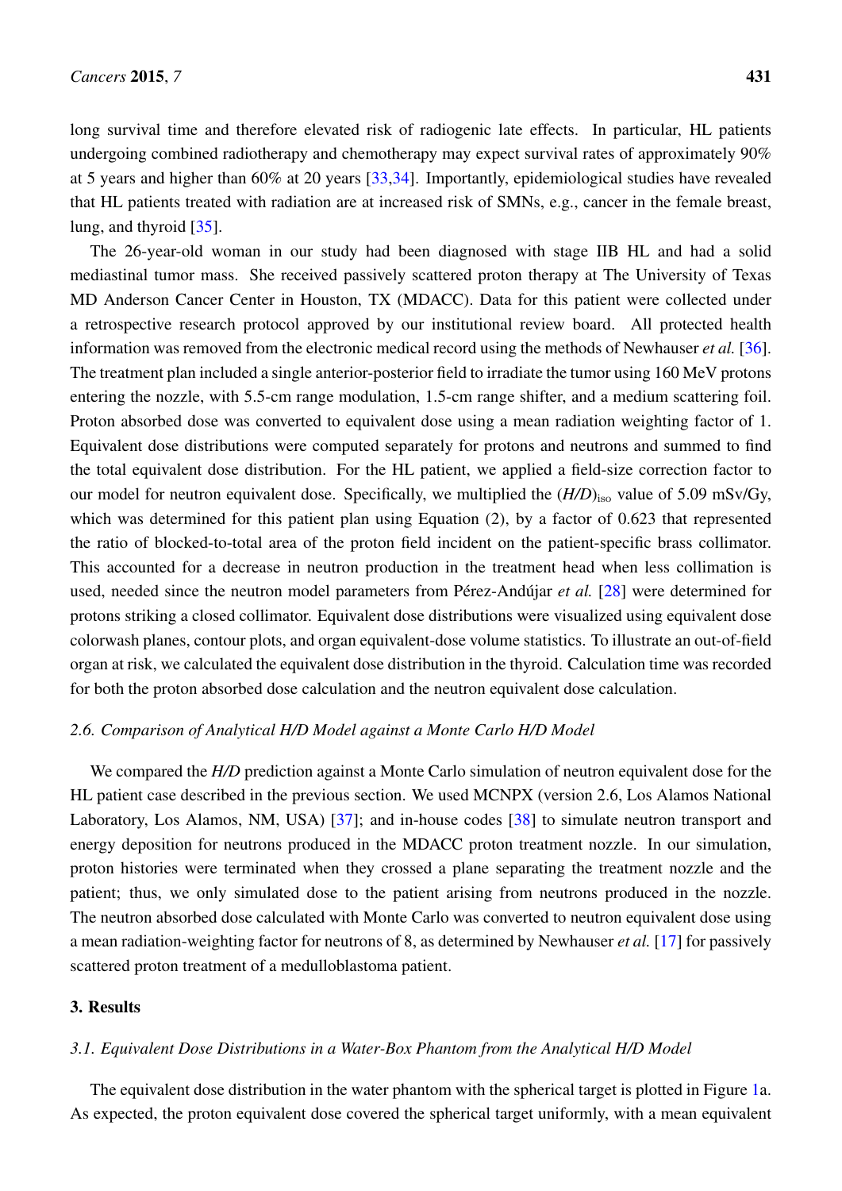long survival time and therefore elevated risk of radiogenic late effects. In particular, HL patients undergoing combined radiotherapy and chemotherapy may expect survival rates of approximately 90% at 5 years and higher than 60% at 20 years [33,34]. Importantly, epidemiological studies have revealed that HL patients treated with radiation are at increased risk of SMNs, e.g., cancer in the female breast, lung, and thyroid [35].

The 26-year-old woman in our study had been diagnosed with stage IIB HL and had a solid mediastinal tumor mass. She received passively scattered proton therapy at The University of Texas MD Anderson Cancer Center in Houston, TX (MDACC). Data for this patient were collected under a retrospective research protocol approved by our institutional review board. All protected health information was removed from the electronic medical record using the methods of Newhauser *et al.* [36]. The treatment plan included a single anterior-posterior field to irradiate the tumor using 160 MeV protons entering the nozzle, with 5.5-cm range modulation, 1.5-cm range shifter, and a medium scattering foil. Proton absorbed dose was converted to equivalent dose using a mean radiation weighting factor of 1. Equivalent dose distributions were computed separately for protons and neutrons and summed to find the total equivalent dose distribution. For the HL patient, we applied a field-size correction factor to our model for neutron equivalent dose. Specifically, we multiplied the $(H/D)_{iso}$ value of 5.09 mSv/Gy, which was determined for this patient plan using Equation (2), by a factor of 0.623 that represented the ratio of blocked-to-total area of the proton field incident on the patient-specific brass collimator. This accounted for a decrease in neutron production in the treatment head when less collimation is used, needed since the neutron model parameters from Pérez-Andújar *et al.* [28] were determined for protons striking a closed collimator. Equivalent dose distributions were visualized using equivalent dose colorwash planes, contour plots, and organ equivalent-dose volume statistics. To illustrate an out-of-field organ at risk, we calculated the equivalent dose distribution in the thyroid. Calculation time was recorded for both the proton absorbed dose calculation and the neutron equivalent dose calculation.

### *2.6. Comparison of Analytical H/D Model against a Monte Carlo H/D Model*

We compared the *H/D* prediction against a Monte Carlo simulation of neutron equivalent dose for the HL patient case described in the previous section. We used MCNPX (version 2.6, Los Alamos National Laboratory, Los Alamos, NM, USA) [37]; and in-house codes [38] to simulate neutron transport and energy deposition for neutrons produced in the MDACC proton treatment nozzle. In our simulation, proton histories were terminated when they crossed a plane separating the treatment nozzle and the patient; thus, we only simulated dose to the patient arising from neutrons produced in the nozzle. The neutron absorbed dose calculated with Monte Carlo was converted to neutron equivalent dose using a mean radiation-weighting factor for neutrons of 8, as determined by Newhauser *et al.* [17] for passively scattered proton treatment of a medulloblastoma patient.

## 3. Results

### *3.1. Equivalent Dose Distributions in a Water-Box Phantom from the Analytical H/D Model*

The equivalent dose distribution in the water phantom with the spherical target is plotted in Figure 1a. As expected, the proton equivalent dose covered the spherical target uniformly, with a mean equivalent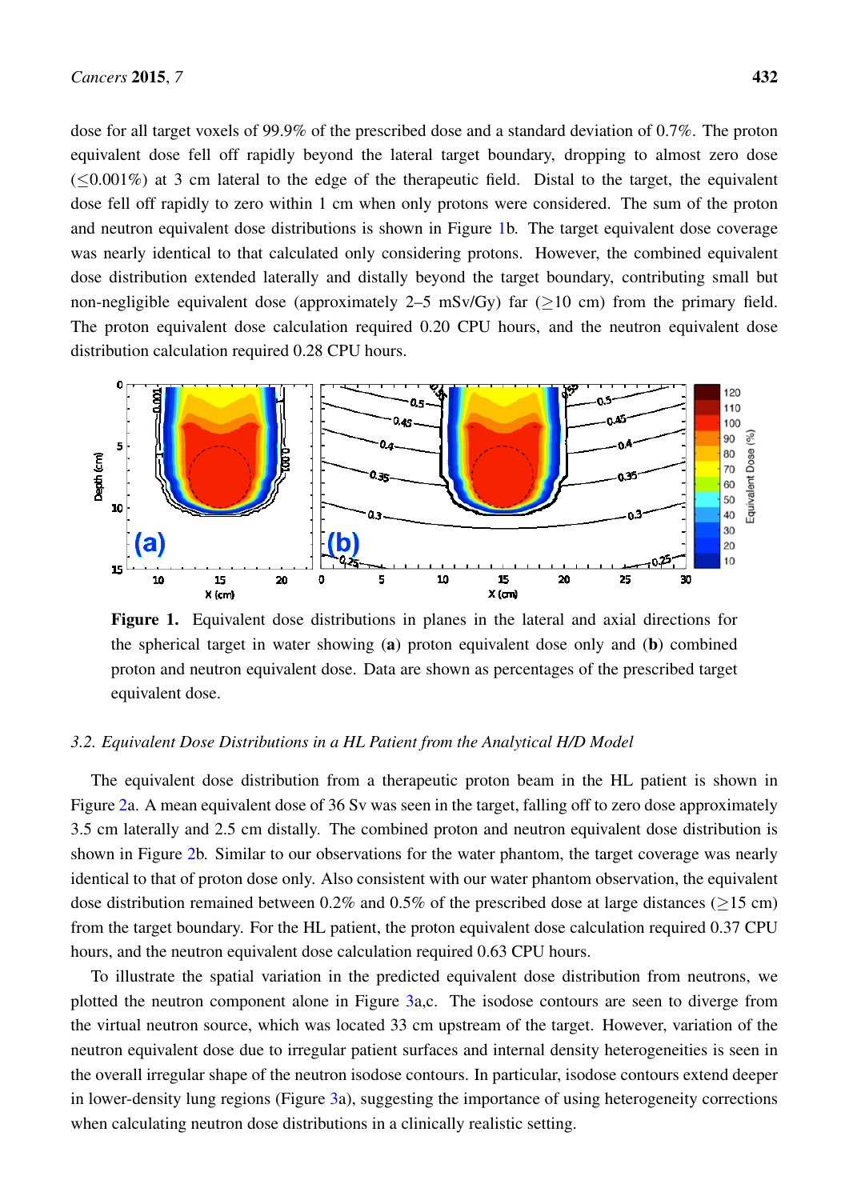dose for all target voxels of 99.9% of the prescribed dose and a standard deviation of 0.7%. The proton equivalent dose fell off rapidly beyond the lateral target boundary, dropping to almost zero dose ($\leq$0.001%) at 3 cm lateral to the edge of the therapeutic field. Distal to the target, the equivalent dose fell off rapidly to zero within 1 cm when only protons were considered. The sum of the proton and neutron equivalent dose distributions is shown in Figure 1b. The target equivalent dose coverage was nearly identical to that calculated only considering protons. However, the combined equivalent dose distribution extended laterally and distally beyond the target boundary, contributing small but non-negligible equivalent dose (approximately 2–5 mSv/Gy) far ($\geq$10 cm) from the primary field. The proton equivalent dose calculation required 0.20 CPU hours, and the neutron equivalent dose distribution calculation required 0.28 CPU hours.

**Figure 1.** Equivalent dose distributions in planes in the lateral and axial directions for the spherical target in water showing (**a**) proton equivalent dose only and (**b**) combined proton and neutron equivalent dose. Data are shown as percentages of the prescribed target equivalent dose.

### *3.2. Equivalent Dose Distributions in a HL Patient from the Analytical H/D Model*

The equivalent dose distribution from a therapeutic proton beam in the HL patient is shown in Figure 2a. A mean equivalent dose of 36 Sv was seen in the target, falling off to zero dose approximately 3.5 cm laterally and 2.5 cm distally. The combined proton and neutron equivalent dose distribution is shown in Figure 2b. Similar to our observations for the water phantom, the target coverage was nearly identical to that of proton dose only. Also consistent with our water phantom observation, the equivalent dose distribution remained between 0.2% and 0.5% of the prescribed dose at large distances ($\geq$15 cm) from the target boundary. For the HL patient, the proton equivalent dose calculation required 0.37 CPU hours, and the neutron equivalent dose calculation required 0.63 CPU hours.

To illustrate the spatial variation in the predicted equivalent dose distribution from neutrons, we plotted the neutron component alone in Figure 3a,c. The isodose contours are seen to diverge from the virtual neutron source, which was located 33 cm upstream of the target. However, variation of the neutron equivalent dose due to irregular patient surfaces and internal density heterogeneities is seen in the overall irregular shape of the neutron isodose contours. In particular, isodose contours extend deeper in lower-density lung regions (Figure 3a), suggesting the importance of using heterogeneity corrections when calculating neutron dose distributions in a clinically realistic setting.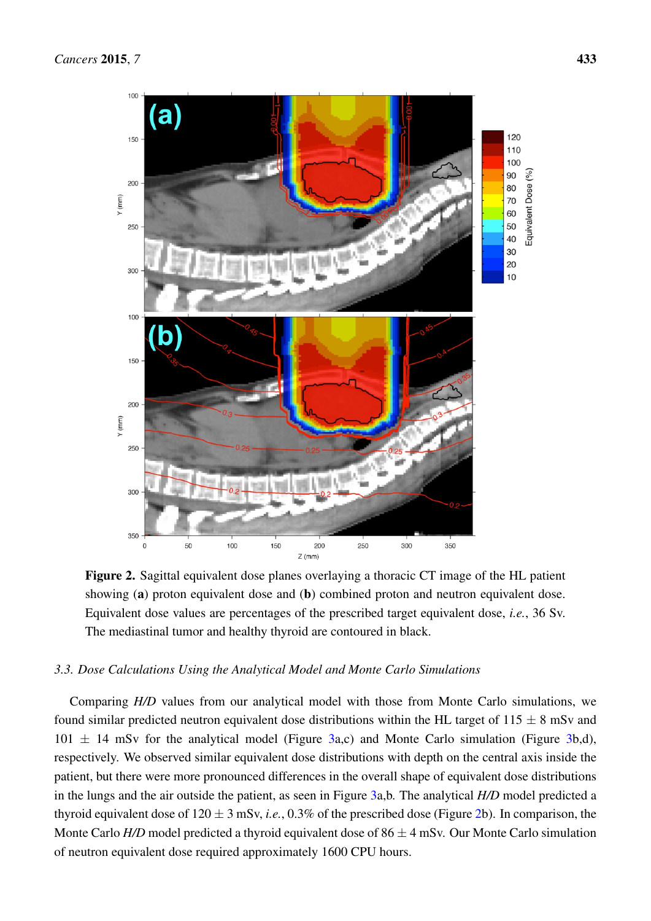**Figure 2.** Sagittal equivalent dose planes overlaying a thoracic CT image of the HL patient showing (**a**) proton equivalent dose and (**b**) combined proton and neutron equivalent dose. Equivalent dose values are percentages of the prescribed target equivalent dose, *i.e.*, 36 Sv. The mediastinal tumor and healthy thyroid are contoured in black.

### *3.3. Dose Calculations Using the Analytical Model and Monte Carlo Simulations*

Comparing *H/D* values from our analytical model with those from Monte Carlo simulations, we found similar predicted neutron equivalent dose distributions within the HL target of 115 ± 8 mSv and 101 ± 14 mSv for the analytical model (Figure 3a,c) and Monte Carlo simulation (Figure 3b,d), respectively. We observed similar equivalent dose distributions with depth on the central axis inside the patient, but there were more pronounced differences in the overall shape of equivalent dose distributions in the lungs and the air outside the patient, as seen in Figure 3a,b. The analytical *H/D* model predicted a thyroid equivalent dose of 120 ± 3 mSv, *i.e.*, 0.3% of the prescribed dose (Figure 2b). In comparison, the Monte Carlo *H/D* model predicted a thyroid equivalent dose of 86 ± 4 mSv. Our Monte Carlo simulation of neutron equivalent dose required approximately 1600 CPU hours.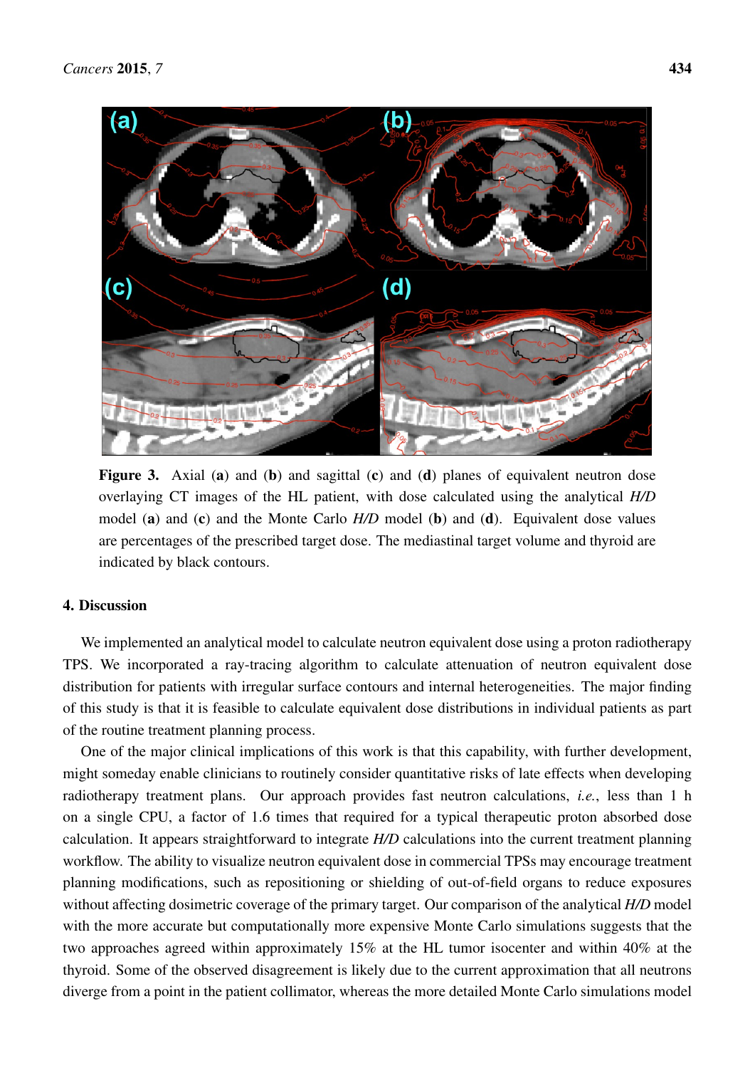**Figure 3.** Axial (**a**) and (**b**) and sagittal (**c**) and (**d**) planes of equivalent neutron dose overlaying CT images of the HL patient, with dose calculated using the analytical *H/D* model (**a**) and (**c**) and the Monte Carlo *H/D* model (**b**) and (**d**). Equivalent dose values are percentages of the prescribed target dose. The mediastinal target volume and thyroid are indicated by black contours.

## 4. Discussion

We implemented an analytical model to calculate neutron equivalent dose using a proton radiotherapy TPS. We incorporated a ray-tracing algorithm to calculate attenuation of neutron equivalent dose distribution for patients with irregular surface contours and internal heterogeneities. The major finding of this study is that it is feasible to calculate equivalent dose distributions in individual patients as part of the routine treatment planning process.

One of the major clinical implications of this work is that this capability, with further development, might someday enable clinicians to routinely consider quantitative risks of late effects when developing radiotherapy treatment plans. Our approach provides fast neutron calculations, *i.e.*, less than 1 h on a single CPU, a factor of 1.6 times that required for a typical therapeutic proton absorbed dose calculation. It appears straightforward to integrate *H/D* calculations into the current treatment planning workflow. The ability to visualize neutron equivalent dose in commercial TPSs may encourage treatment planning modifications, such as repositioning or shielding of out-of-field organs to reduce exposures without affecting dosimetric coverage of the primary target. Our comparison of the analytical *H/D* model with the more accurate but computationally more expensive Monte Carlo simulations suggests that the two approaches agreed within approximately 15% at the HL tumor isocenter and within 40% at the thyroid. Some of the observed disagreement is likely due to the current approximation that all neutrons diverge from a point in the patient collimator, whereas the more detailed Monte Carlo simulations model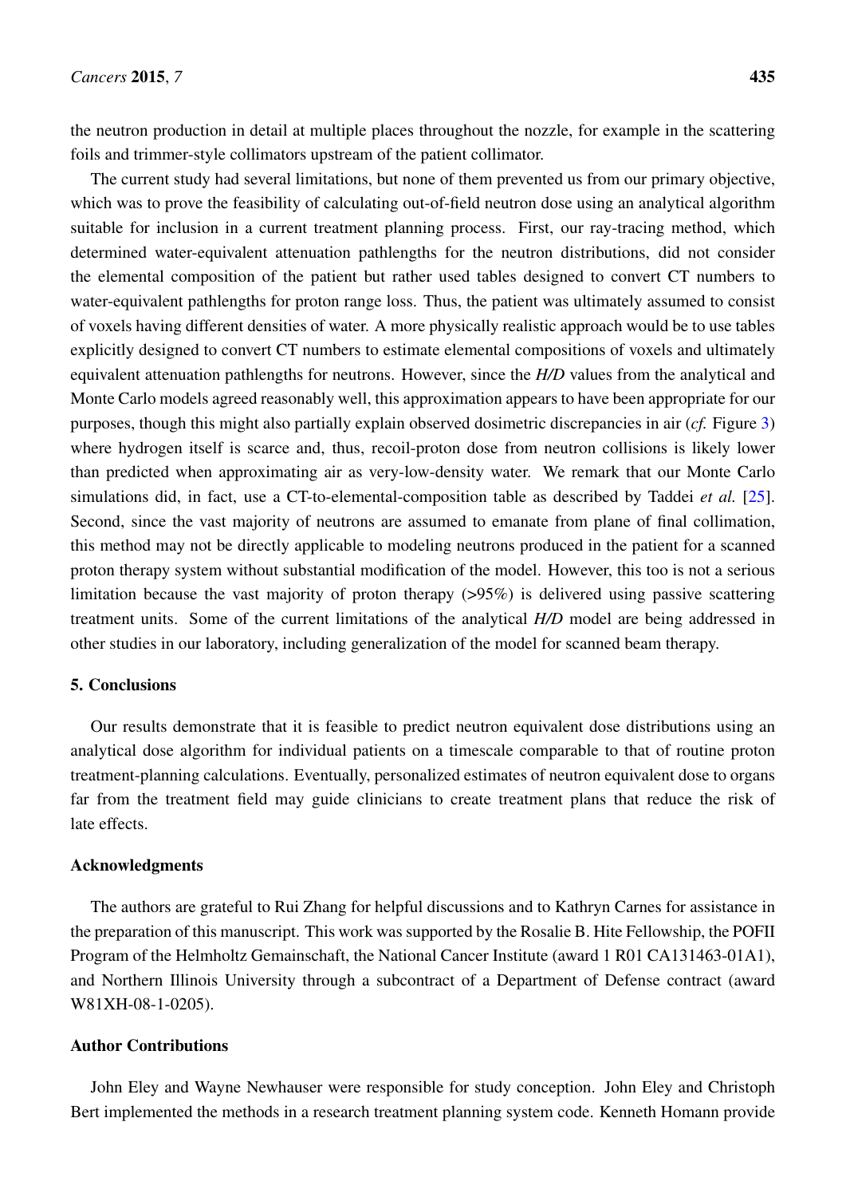the neutron production in detail at multiple places throughout the nozzle, for example in the scattering foils and trimmer-style collimators upstream of the patient collimator.

The current study had several limitations, but none of them prevented us from our primary objective, which was to prove the feasibility of calculating out-of-field neutron dose using an analytical algorithm suitable for inclusion in a current treatment planning process. First, our ray-tracing method, which determined water-equivalent attenuation pathlengths for the neutron distributions, did not consider the elemental composition of the patient but rather used tables designed to convert CT numbers to water-equivalent pathlengths for proton range loss. Thus, the patient was ultimately assumed to consist of voxels having different densities of water. A more physically realistic approach would be to use tables explicitly designed to convert CT numbers to estimate elemental compositions of voxels and ultimately equivalent attenuation pathlengths for neutrons. However, since the ***H/D*** values from the analytical and Monte Carlo models agreed reasonably well, this approximation appears to have been appropriate for our purposes, though this might also partially explain observed dosimetric discrepancies in air (*cf.* Figure 3) where hydrogen itself is scarce and, thus, recoil-proton dose from neutron collisions is likely lower than predicted when approximating air as very-low-density water. We remark that our Monte Carlo simulations did, in fact, use a CT-to-elemental-composition table as described by Taddei *et al.* [25]. Second, since the vast majority of neutrons are assumed to emanate from plane of final collimation, this method may not be directly applicable to modeling neutrons produced in the patient for a scanned proton therapy system without substantial modification of the model. However, this too is not a serious limitation because the vast majority of proton therapy (>95%) is delivered using passive scattering treatment units. Some of the current limitations of the analytical ***H/D*** model are being addressed in other studies in our laboratory, including generalization of the model for scanned beam therapy.

## 5. Conclusions

Our results demonstrate that it is feasible to predict neutron equivalent dose distributions using an analytical dose algorithm for individual patients on a timescale comparable to that of routine proton treatment-planning calculations. Eventually, personalized estimates of neutron equivalent dose to organs far from the treatment field may guide clinicians to create treatment plans that reduce the risk of late effects.

## Acknowledgments

The authors are grateful to Rui Zhang for helpful discussions and to Kathryn Carnes for assistance in the preparation of this manuscript. This work was supported by the Rosalie B. Hite Fellowship, the POFII Program of the Helmholtz Gemainschaft, the National Cancer Institute (award 1 R01 CA131463-01A1), and Northern Illinois University through a subcontract of a Department of Defense contract (award W81XH-08-1-0205).

## Author Contributions

John Eley and Wayne Newhauser were responsible for study conception. John Eley and Christoph Bert implemented the methods in a research treatment planning system code. Kenneth Homann provide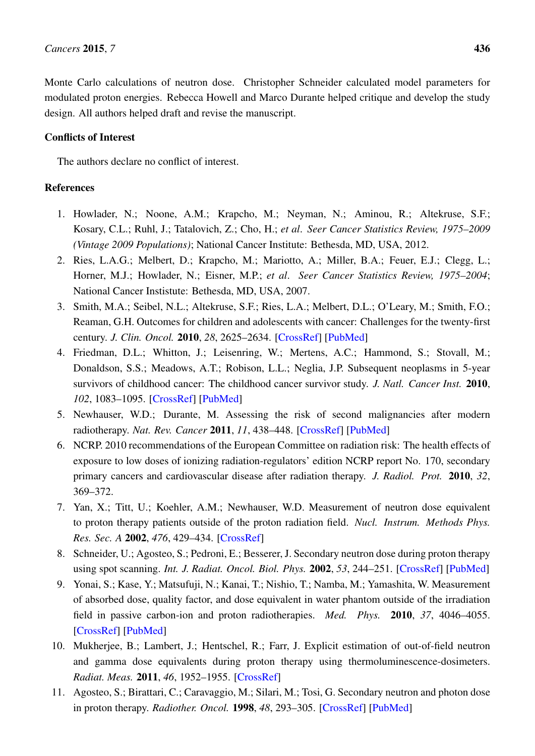Monte Carlo calculations of neutron dose. Christopher Schneider calculated model parameters for modulated proton energies. Rebecca Howell and Marco Durante helped critique and develop the study design. All authors helped draft and revise the manuscript.

## Conflicts of Interest

The authors declare no conflict of interest.

## References

1. Howlader, N.; Noone, A.M.; Krapcho, M.; Neyman, N.; Aminou, R.; Altekruse, S.F.; Kosary, C.L.; Ruhl, J.; Tatalovich, Z.; Cho, H.; *et al*. *Seer Cancer Statistics Review, 1975–2009 (Vintage 2009 Populations)*; National Cancer Institute: Bethesda, MD, USA, 2012.
2. Ries, L.A.G.; Melbert, D.; Krapcho, M.; Mariotto, A.; Miller, B.A.; Feuer, E.J.; Clegg, L.; Horner, M.J.; Howlader, N.; Eisner, M.P.; *et al*. *Seer Cancer Statistics Review, 1975–2004*; National Cancer Instistute: Bethesda, MD, USA, 2007.
3. Smith, M.A.; Seibel, N.L.; Altekruse, S.F.; Ries, L.A.; Melbert, D.L.; O'Leary, M.; Smith, F.O.; Reaman, G.H. Outcomes for children and adolescents with cancer: Challenges for the twenty-first century. *J. Clin. Oncol.* **2010**, *28*, 2625–2634. [CrossRef] [PubMed]
4. Friedman, D.L.; Whitton, J.; Leisenring, W.; Mertens, A.C.; Hammond, S.; Stovall, M.; Donaldson, S.S.; Meadows, A.T.; Robison, L.L.; Neglia, J.P. Subsequent neoplasms in 5-year survivors of childhood cancer: The childhood cancer survivor study. *J. Natl. Cancer Inst.* **2010**, *102*, 1083–1095. [CrossRef] [PubMed]
5. Newhauser, W.D.; Durante, M. Assessing the risk of second malignancies after modern radiotherapy. *Nat. Rev. Cancer* **2011**, *11*, 438–448. [CrossRef] [PubMed]
6. NCRP. 2010 recommendations of the European Committee on radiation risk: The health effects of exposure to low doses of ionizing radiation-regulators' edition NCRP report No. 170, secondary primary cancers and cardiovascular disease after radiation therapy. *J. Radiol. Prot.* **2010**, *32*, 369–372.
7. Yan, X.; Titt, U.; Koehler, A.M.; Newhauser, W.D. Measurement of neutron dose equivalent to proton therapy patients outside of the proton radiation field. *Nucl. Instrum. Methods Phys. Res. Sec. A* **2002**, *476*, 429–434. [CrossRef]
8. Schneider, U.; Agosteo, S.; Pedroni, E.; Besserer, J. Secondary neutron dose during proton therapy using spot scanning. *Int. J. Radiat. Oncol. Biol. Phys.* **2002**, *53*, 244–251. [CrossRef] [PubMed]
9. Yonai, S.; Kase, Y.; Matsufuji, N.; Kanai, T.; Nishio, T.; Namba, M.; Yamashita, W. Measurement of absorbed dose, quality factor, and dose equivalent in water phantom outside of the irradiation field in passive carbon-ion and proton radiotherapies. *Med. Phys.* **2010**, *37*, 4046–4055. [CrossRef] [PubMed]
10. Mukherjee, B.; Lambert, J.; Hentschel, R.; Farr, J. Explicit estimation of out-of-field neutron and gamma dose equivalents during proton therapy using thermoluminescence-dosimeters. *Radiat. Meas.* **2011**, *46*, 1952–1955. [CrossRef]
11. Agosteo, S.; Birattari, C.; Caravaggio, M.; Silari, M.; Tosi, G. Secondary neutron and photon dose in proton therapy. *Radiother. Oncol.* **1998**, *48*, 293–305. [CrossRef] [PubMed]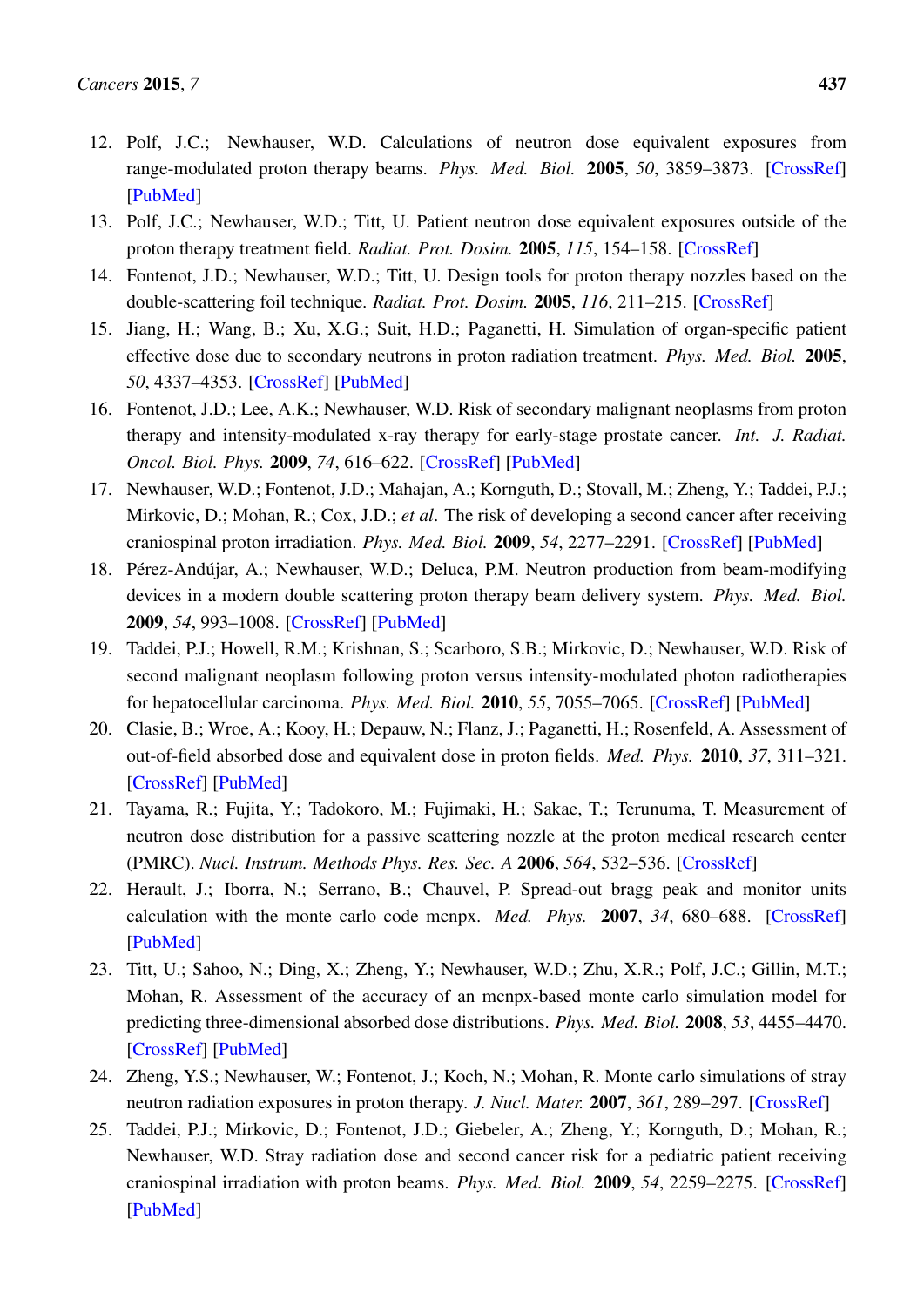12. Polf, J.C.; Newhauser, W.D. Calculations of neutron dose equivalent exposures from range-modulated proton therapy beams. *Phys. Med. Biol.* **2005**, *50*, 3859–3873. [CrossRef] [PubMed]
13. Polf, J.C.; Newhauser, W.D.; Titt, U. Patient neutron dose equivalent exposures outside of the proton therapy treatment field. *Radiat. Prot. Dosim.* **2005**, *115*, 154–158. [CrossRef]
14. Fontenot, J.D.; Newhauser, W.D.; Titt, U. Design tools for proton therapy nozzles based on the double-scattering foil technique. *Radiat. Prot. Dosim.* **2005**, *116*, 211–215. [CrossRef]
15. Jiang, H.; Wang, B.; Xu, X.G.; Suit, H.D.; Paganetti, H. Simulation of organ-specific patient effective dose due to secondary neutrons in proton radiation treatment. *Phys. Med. Biol.* **2005**, *50*, 4337–4353. [CrossRef] [PubMed]
16. Fontenot, J.D.; Lee, A.K.; Newhauser, W.D. Risk of secondary malignant neoplasms from proton therapy and intensity-modulated x-ray therapy for early-stage prostate cancer. *Int. J. Radiat. Oncol. Biol. Phys.* **2009**, *74*, 616–622. [CrossRef] [PubMed]
17. Newhauser, W.D.; Fontenot, J.D.; Mahajan, A.; Kornguth, D.; Stovall, M.; Zheng, Y.; Taddei, P.J.; Mirkovic, D.; Mohan, R.; Cox, J.D.; *et al*. The risk of developing a second cancer after receiving craniospinal proton irradiation. *Phys. Med. Biol.* **2009**, *54*, 2277–2291. [CrossRef] [PubMed]
18. Pérez-Andújar, A.; Newhauser, W.D.; Deluca, P.M. Neutron production from beam-modifying devices in a modern double scattering proton therapy beam delivery system. *Phys. Med. Biol.* **2009**, *54*, 993–1008. [CrossRef] [PubMed]
19. Taddei, P.J.; Howell, R.M.; Krishnan, S.; Scarboro, S.B.; Mirkovic, D.; Newhauser, W.D. Risk of second malignant neoplasm following proton versus intensity-modulated photon radiotherapies for hepatocellular carcinoma. *Phys. Med. Biol.* **2010**, *55*, 7055–7065. [CrossRef] [PubMed]
20. Clasie, B.; Wroe, A.; Kooy, H.; Depauw, N.; Flanz, J.; Paganetti, H.; Rosenfeld, A. Assessment of out-of-field absorbed dose and equivalent dose in proton fields. *Med. Phys.* **2010**, *37*, 311–321. [CrossRef] [PubMed]
21. Tayama, R.; Fujita, Y.; Tadokoro, M.; Fujimaki, H.; Sakae, T.; Terunuma, T. Measurement of neutron dose distribution for a passive scattering nozzle at the proton medical research center (PMRC). *Nucl. Instrum. Methods Phys. Res. Sec. A* **2006**, *564*, 532–536. [CrossRef]
22. Herault, J.; Iborra, N.; Serrano, B.; Chauvel, P. Spread-out bragg peak and monitor units calculation with the monte carlo code mcnpx. *Med. Phys.* **2007**, *34*, 680–688. [CrossRef] [PubMed]
23. Titt, U.; Sahoo, N.; Ding, X.; Zheng, Y.; Newhauser, W.D.; Zhu, X.R.; Polf, J.C.; Gillin, M.T.; Mohan, R. Assessment of the accuracy of an mcnpx-based monte carlo simulation model for predicting three-dimensional absorbed dose distributions. *Phys. Med. Biol.* **2008**, *53*, 4455–4470. [CrossRef] [PubMed]
24. Zheng, Y.S.; Newhauser, W.; Fontenot, J.; Koch, N.; Mohan, R. Monte carlo simulations of stray neutron radiation exposures in proton therapy. *J. Nucl. Mater.* **2007**, *361*, 289–297. [CrossRef]
25. Taddei, P.J.; Mirkovic, D.; Fontenot, J.D.; Giebeler, A.; Zheng, Y.; Kornguth, D.; Mohan, R.; Newhauser, W.D. Stray radiation dose and second cancer risk for a pediatric patient receiving craniospinal irradiation with proton beams. *Phys. Med. Biol.* **2009**, *54*, 2259–2275. [CrossRef] [PubMed]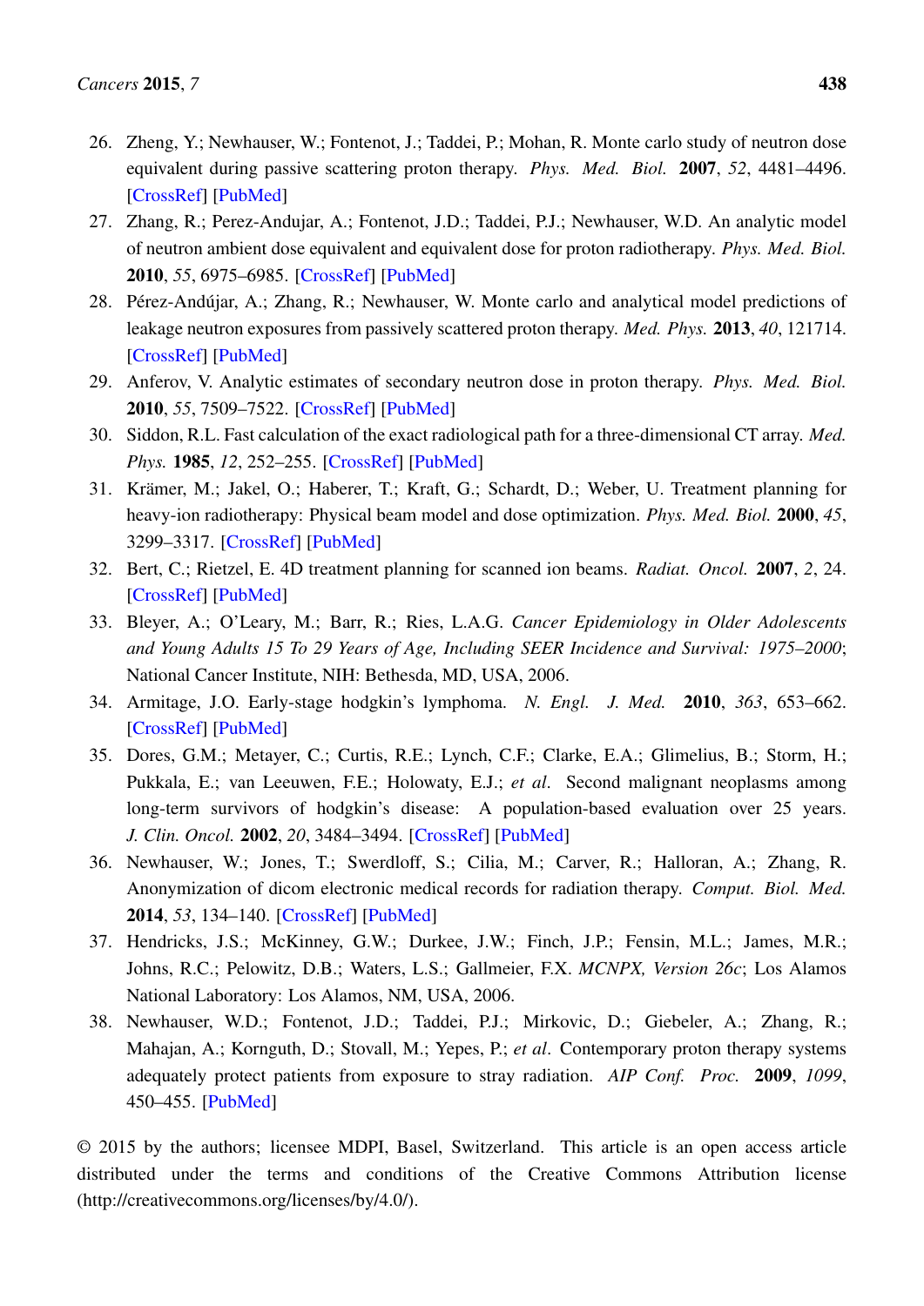26. Zheng, Y.; Newhauser, W.; Fontenot, J.; Taddei, P.; Mohan, R. Monte carlo study of neutron dose equivalent during passive scattering proton therapy. *Phys. Med. Biol.* **2007**, *52*, 4481–4496. [CrossRef] [PubMed]
27. Zhang, R.; Perez-Andujar, A.; Fontenot, J.D.; Taddei, P.J.; Newhauser, W.D. An analytic model of neutron ambient dose equivalent and equivalent dose for proton radiotherapy. *Phys. Med. Biol.* **2010**, *55*, 6975–6985. [CrossRef] [PubMed]
28. Pérez-Andújar, A.; Zhang, R.; Newhauser, W. Monte carlo and analytical model predictions of leakage neutron exposures from passively scattered proton therapy. *Med. Phys.* **2013**, *40*, 121714. [CrossRef] [PubMed]
29. Anferov, V. Analytic estimates of secondary neutron dose in proton therapy. *Phys. Med. Biol.* **2010**, *55*, 7509–7522. [CrossRef] [PubMed]
30. Siddon, R.L. Fast calculation of the exact radiological path for a three-dimensional CT array. *Med. Phys.* **1985**, *12*, 252–255. [CrossRef] [PubMed]
31. Krämer, M.; Jakel, O.; Haberer, T.; Kraft, G.; Schardt, D.; Weber, U. Treatment planning for heavy-ion radiotherapy: Physical beam model and dose optimization. *Phys. Med. Biol.* **2000**, *45*, 3299–3317. [CrossRef] [PubMed]
32. Bert, C.; Rietzel, E. 4D treatment planning for scanned ion beams. *Radiat. Oncol.* **2007**, *2*, 24. [CrossRef] [PubMed]
33. Bleyer, A.; O'Leary, M.; Barr, R.; Ries, L.A.G. *Cancer Epidemiology in Older Adolescents and Young Adults 15 To 29 Years of Age, Including SEER Incidence and Survival: 1975–2000*; National Cancer Institute, NIH: Bethesda, MD, USA, 2006.
34. Armitage, J.O. Early-stage hodgkin's lymphoma. *N. Engl. J. Med.* **2010**, *363*, 653–662. [CrossRef] [PubMed]
35. Dores, G.M.; Metayer, C.; Curtis, R.E.; Lynch, C.F.; Clarke, E.A.; Glimelius, B.; Storm, H.; Pukkala, E.; van Leeuwen, F.E.; Holowaty, E.J.; *et al.* Second malignant neoplasms among long-term survivors of hodgkin's disease: A population-based evaluation over 25 years. *J. Clin. Oncol.* **2002**, *20*, 3484–3494. [CrossRef] [PubMed]
36. Newhauser, W.; Jones, T.; Swerdloff, S.; Cilia, M.; Carver, R.; Halloran, A.; Zhang, R. Anonymization of dicom electronic medical records for radiation therapy. *Comput. Biol. Med.* **2014**, *53*, 134–140. [CrossRef] [PubMed]
37. Hendricks, J.S.; McKinney, G.W.; Durkee, J.W.; Finch, J.P.; Fensin, M.L.; James, M.R.; Johns, R.C.; Pelowitz, D.B.; Waters, L.S.; Gallmeier, F.X. *MCNPX, Version 26c*; Los Alamos National Laboratory: Los Alamos, NM, USA, 2006.
38. Newhauser, W.D.; Fontenot, J.D.; Taddei, P.J.; Mirkovic, D.; Giebeler, A.; Zhang, R.; Mahajan, A.; Kornguth, D.; Stovall, M.; Yepes, P.; *et al.* Contemporary proton therapy systems adequately protect patients from exposure to stray radiation. *AIP Conf. Proc.* **2009**, *1099*, 450–455. [PubMed]

© 2015 by the authors; licensee MDPI, Basel, Switzerland. This article is an open access article distributed under the terms and conditions of the Creative Commons Attribution license (http://creativecommons.org/licenses/by/4.0/).